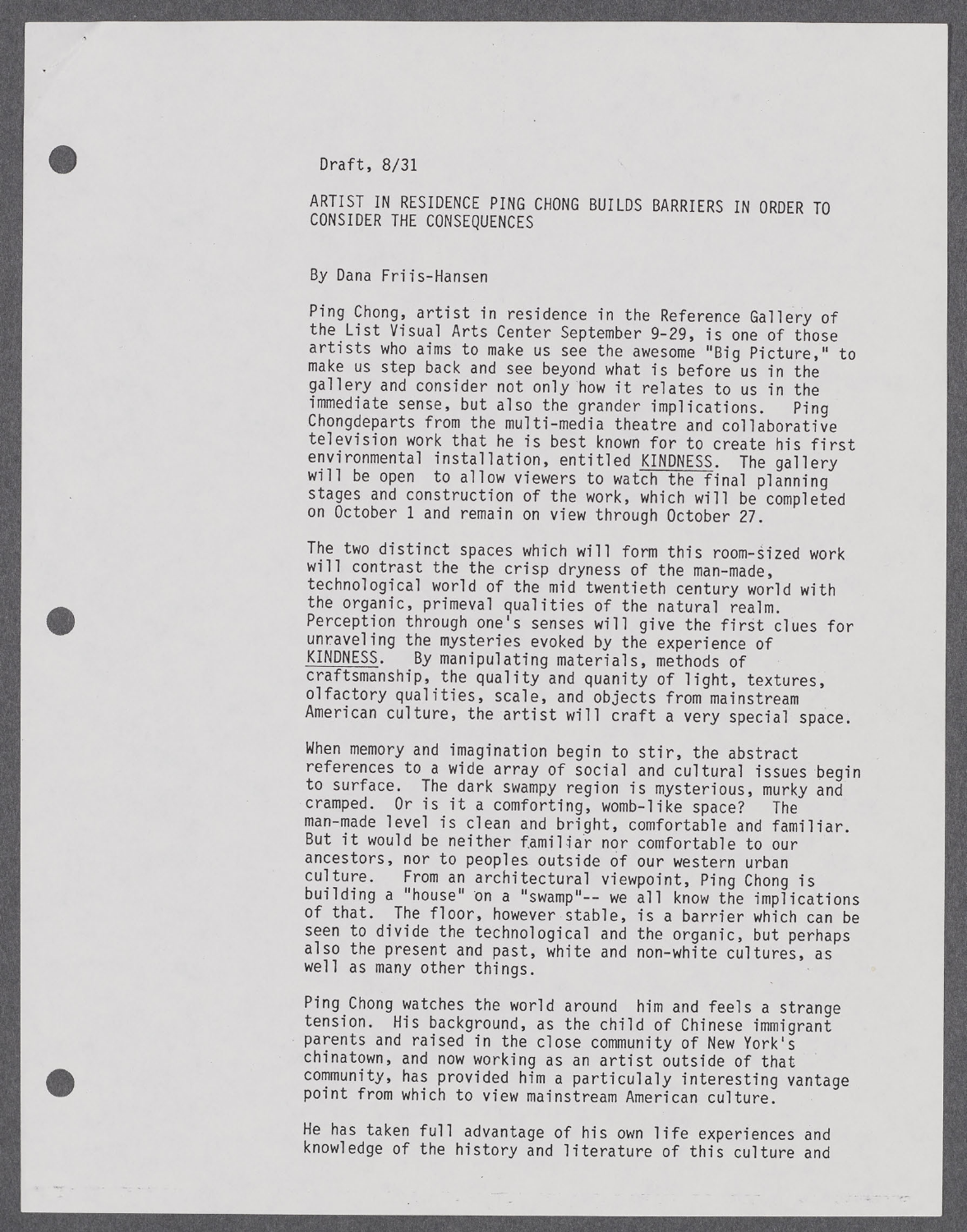Draft, 8/31

# ARTIST IN RESIDENCE PING CHONG BUILDS BARRIERS IN ORDER TO CONSIDER THE CONSEQUENCES

By Dana Friis-Hansen

Ping Chong, artist in residence in the Reference Gallery of the List Visual Arts Center September 9-29, is one of those artists who aims to make us see the awesome "Big Picture," to make us step back and see beyond what is before us in the gallery and consider not only how it relates to us in the immediate sense, but also the grander implications. Ping Chongdeparts from the multi-media theatre and collaborative television work that he is best known for to create his first environmental installation, entitled <u>KINDNESS</u>. The gallery will be open to allow viewers to watch the final planning stages and construction of the work, which will be completed on October 1 and remain on view through October 27.

The two distinct spaces which will form this room-sized work will contrast the the crisp dryness of the man-made, technological world of the mid twentieth century world with the organic, primeval qualities of the natural realm. Perception through one's senses will give the first clues for unraveling the mysteries evoked by the experience of <u>KINDNESS</u>. By manipulating materials, methods of craftsmanship, the quality and quanity of light, textures, olfactory qualities, scale, and objects from mainstream American culture, the artist will craft a very special space.

When memory and imagination begin to stir, the abstract references to a wide array of social and cultural issues begin to surface. The dark swampy region is mysterious, murky and cramped. Or is it a comforting, womb-like space? The man-made level is clean and bright, comfortable and familiar. But it would be neither familiar nor comfortable to our ancestors, nor to peoples outside of our western urban culture. From an architectural viewpoint, Ping Chong is building a "house" on a "swamp"-- we all know the implications of that. The floor, however stable, is a barrier which can be seen to divide the technological and the organic, but perhaps also the present and past, white and non-white cultures, as well as many other things.

Ping Chong watches the world around him and feels a strange tension. His background, as the child of Chinese immigrant parents and raised in the close community of New York's chinatown, and now working as an artist outside of that community, has provided him a particulaly interesting vantage point from which to view mainstream American culture.

He has taken full advantage of his own life experiences and knowledge of the history and literature of this culture and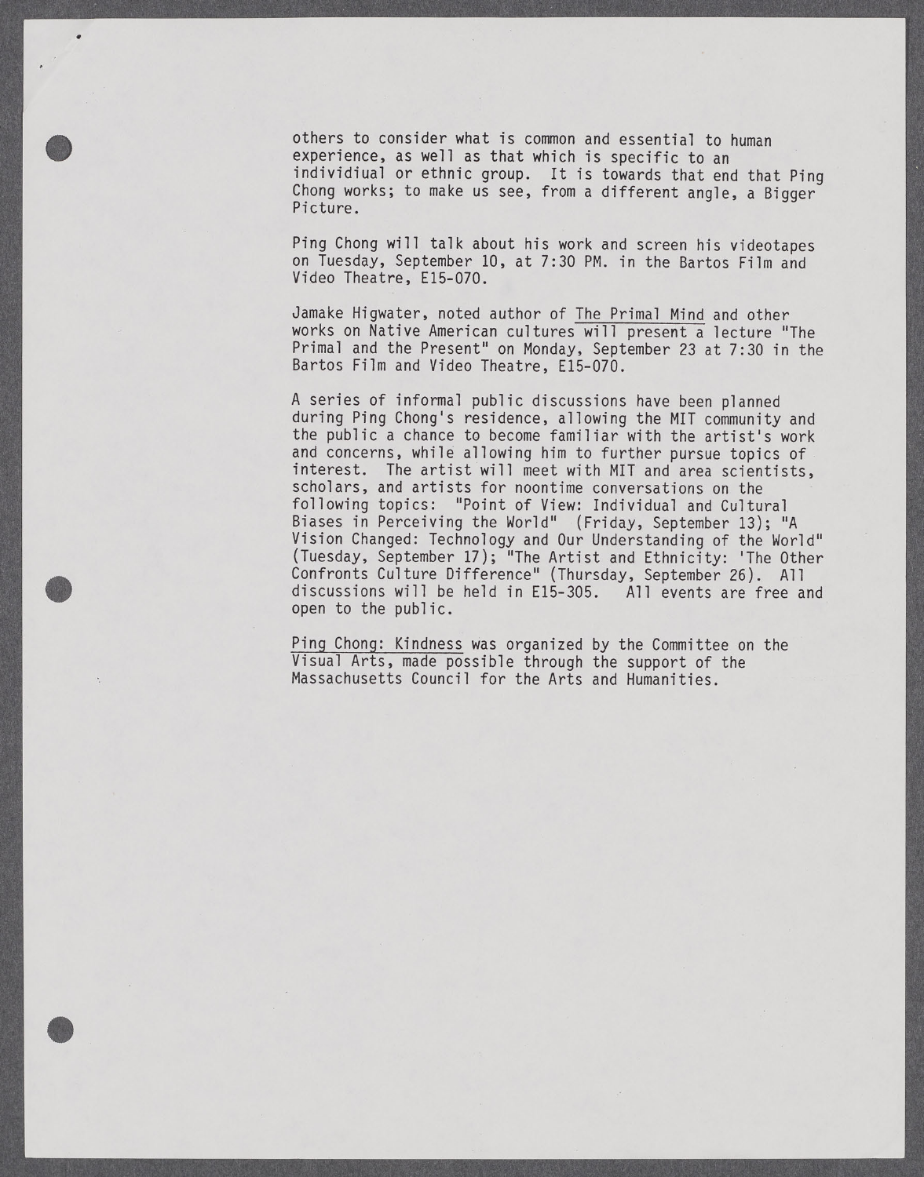others to consider what is common and essential to human experience, as well as that which is specific to an individiual or ethnic group. It is towards that end that Ping Chong works; to make us see, from a different angle, a Bigger Picture.

Ping Chong will talk about his work and screen his videotapes on Tuesday, September 10, at 7:30 PM. in the Bartos Film and Video Theatre, E15-070.

Jamake Higwater, noted author of The Primal Mind and other works on Native American cultures will present a lecture "The Primal and the Present" on Monday, September 23 at 7:30 in the Bartos Film and Video Theatre, E15-070.

A series of informal public discussions have been planned during Ping Chong's residence, allowing the MIT community and the public a chance to become familiar with the artist's work and concerns, while allowing him to further pursue topics of interest. The artist will meet with MIT and area scientists, scholars, and artists for noontime conversations on the following topics: "Point of View: Individual and Cultural Biases in Perceiving the World" (Friday, September 13); "A Vision Changed: Technology and Our Understanding of the World" (Tuesday, September 17); "The Artist and Ethnicity: 'The Other Confronts Culture Difference" (Thursday, September 26). All discussions will be held in E15-305. All events are free and open to the public.

Ping Chong: Kindness was organized by the Committee on the Visual Arts, made possible through the support of the Massachusetts Council for the Arts and Humanities.